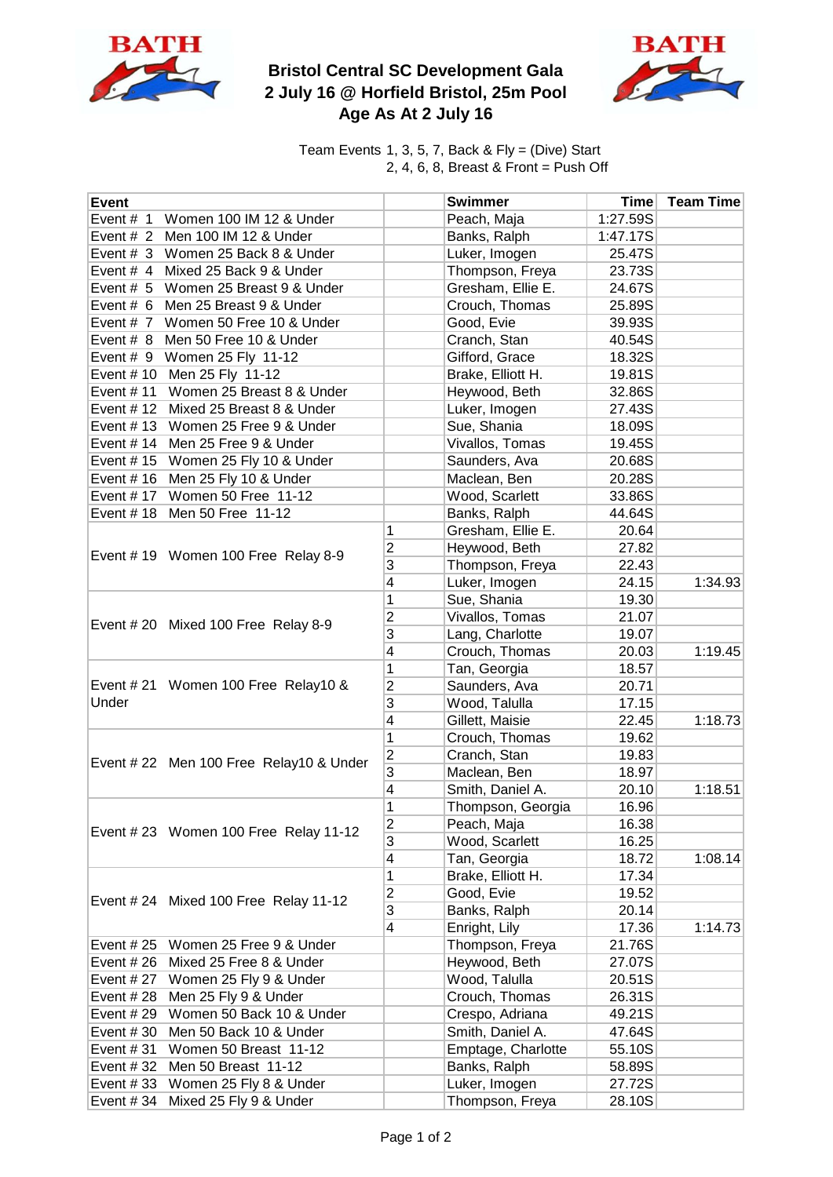# Bristol Central SC Development Gala
## 2 July 16 @ Horfield Bristol, 25m Pool
## Age As At 2 July 16

Team Events 1, 3, 5, 7, Back & Fly = (Dive) Start
2, 4, 6, 8, Breast & Front = Push Off

| Event | | Swimmer | Time | Team Time |
|---|---|---|---|---|
| Event # 1 Women 100 IM 12 & Under | | Peach, Maja | 1:27.59S | |
| Event # 2 Men 100 IM 12 & Under | | Banks, Ralph | 1:47.17S | |
| Event # 3 Women 25 Back 8 & Under | | Luker, Imogen | 25.47S | |
| Event # 4 Mixed 25 Back 9 & Under | | Thompson, Freya | 23.73S | |
| Event # 5 Women 25 Breast 9 & Under | | Gresham, Ellie E. | 24.67S | |
| Event # 6 Men 25 Breast 9 & Under | | Crouch, Thomas | 25.89S | |
| Event # 7 Women 50 Free 10 & Under | | Good, Evie | 39.93S | |
| Event # 8 Men 50 Free 10 & Under | | Cranch, Stan | 40.54S | |
| Event # 9 Women 25 Fly 11-12 | | Gifford, Grace | 18.32S | |
| Event # 10 Men 25 Fly 11-12 | | Brake, Elliott H. | 19.81S | |
| Event # 11 Women 25 Breast 8 & Under | | Heywood, Beth | 32.86S | |
| Event # 12 Mixed 25 Breast 8 & Under | | Luker, Imogen | 27.43S | |
| Event # 13 Women 25 Free 9 & Under | | Sue, Shania | 18.09S | |
| Event # 14 Men 25 Free 9 & Under | | Vivallos, Tomas | 19.45S | |
| Event # 15 Women 25 Fly 10 & Under | | Saunders, Ava | 20.68S | |
| Event # 16 Men 25 Fly 10 & Under | | Maclean, Ben | 20.28S | |
| Event # 17 Women 50 Free 11-12 | | Wood, Scarlett | 33.86S | |
| Event # 18 Men 50 Free 11-12 | | Banks, Ralph | 44.64S | |
| Event # 19 Women 100 Free Relay 8-9 | 1 | Gresham, Ellie E. | 20.64 | |
| | 2 | Heywood, Beth | 27.82 | |
| | 3 | Thompson, Freya | 22.43 | |
| | 4 | Luker, Imogen | 24.15 | 1:34.93 |
| Event # 20 Mixed 100 Free Relay 8-9 | 1 | Sue, Shania | 19.30 | |
| | 2 | Vivallos, Tomas | 21.07 | |
| | 3 | Lang, Charlotte | 19.07 | |
| | 4 | Crouch, Thomas | 20.03 | 1:19.45 |
| Event # 21 Women 100 Free Relay10 & Under | 1 | Tan, Georgia | 18.57 | |
| | 2 | Saunders, Ava | 20.71 | |
| | 3 | Wood, Talulla | 17.15 | |
| | 4 | Gillett, Maisie | 22.45 | 1:18.73 |
| Event # 22 Men 100 Free Relay10 & Under | 1 | Crouch, Thomas | 19.62 | |
| | 2 | Cranch, Stan | 19.83 | |
| | 3 | Maclean, Ben | 18.97 | |
| | 4 | Smith, Daniel A. | 20.10 | 1:18.51 |
| Event # 23 Women 100 Free Relay 11-12 | 1 | Thompson, Georgia | 16.96 | |
| | 2 | Peach, Maja | 16.38 | |
| | 3 | Wood, Scarlett | 16.25 | |
| | 4 | Tan, Georgia | 18.72 | 1:08.14 |
| Event # 24 Mixed 100 Free Relay 11-12 | 1 | Brake, Elliott H. | 17.34 | |
| | 2 | Good, Evie | 19.52 | |
| | 3 | Banks, Ralph | 20.14 | |
| | 4 | Enright, Lily | 17.36 | 1:14.73 |
| Event # 25 Women 25 Free 9 & Under | | Thompson, Freya | 21.76S | |
| Event # 26 Mixed 25 Free 8 & Under | | Heywood, Beth | 27.07S | |
| Event # 27 Women 25 Fly 9 & Under | | Wood, Talulla | 20.51S | |
| Event # 28 Men 25 Fly 9 & Under | | Crouch, Thomas | 26.31S | |
| Event # 29 Women 50 Back 10 & Under | | Crespo, Adriana | 49.21S | |
| Event # 30 Men 50 Back 10 & Under | | Smith, Daniel A. | 47.64S | |
| Event # 31 Women 50 Breast 11-12 | | Emptage, Charlotte | 55.10S | |
| Event # 32 Men 50 Breast 11-12 | | Banks, Ralph | 58.89S | |
| Event # 33 Women 25 Fly 8 & Under | | Luker, Imogen | 27.72S | |
| Event # 34 Mixed 25 Fly 9 & Under | | Thompson, Freya | 28.10S | |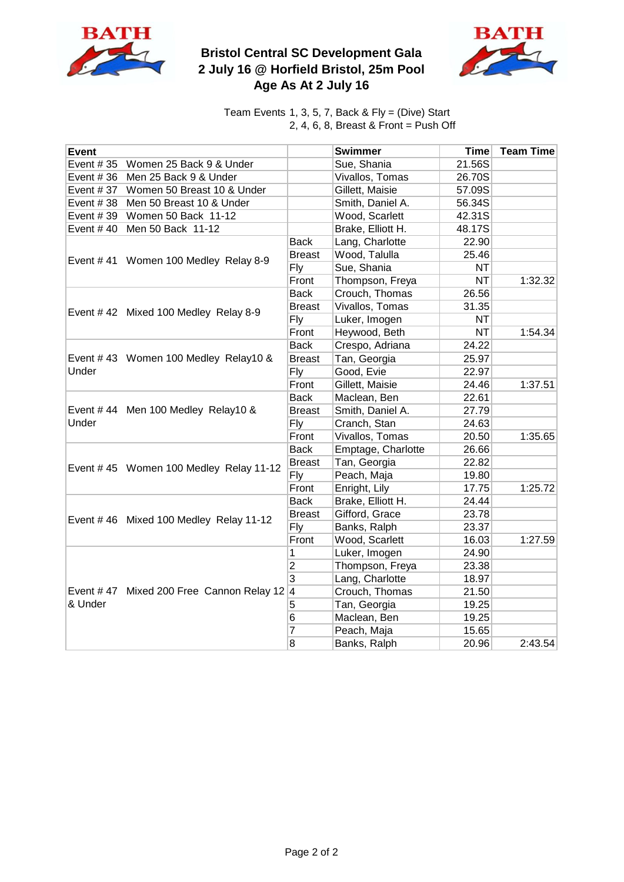**Bristol Central SC Development Gala**
**2 July 16 @ Horfield Bristol, 25m Pool**
**Age As At 2 July 16**

Team Events 1, 3, 5, 7, Back & Fly = (Dive) Start
2, 4, 6, 8, Breast & Front = Push Off

| Event | | Swimmer | Time | Team Time |
|---|---|---|---|---|
| Event # 35 Women 25 Back 9 & Under | | Sue, Shania | 21.56S | |
| Event # 36 Men 25 Back 9 & Under | | Vivallos, Tomas | 26.70S | |
| Event # 37 Women 50 Breast 10 & Under | | Gillett, Maisie | 57.09S | |
| Event # 38 Men 50 Breast 10 & Under | | Smith, Daniel A. | 56.34S | |
| Event # 39 Women 50 Back 11-12 | | Wood, Scarlett | 42.31S | |
| Event # 40 Men 50 Back 11-12 | | Brake, Elliott H. | 48.17S | |
| Event # 41 Women 100 Medley Relay 8-9 | Back | Lang, Charlotte | 22.90 | |
| | Breast | Wood, Talulla | 25.46 | |
| | Fly | Sue, Shania | NT | |
| | Front | Thompson, Freya | NT | 1:32.32 |
| Event # 42 Mixed 100 Medley Relay 8-9 | Back | Crouch, Thomas | 26.56 | |
| | Breast | Vivallos, Tomas | 31.35 | |
| | Fly | Luker, Imogen | NT | |
| | Front | Heywood, Beth | NT | 1:54.34 |
| Event # 43 Women 100 Medley Relay10 & Under | Back | Crespo, Adriana | 24.22 | |
| | Breast | Tan, Georgia | 25.97 | |
| | Fly | Good, Evie | 22.97 | |
| | Front | Gillett, Maisie | 24.46 | 1:37.51 |
| Event # 44 Men 100 Medley Relay10 & Under | Back | Maclean, Ben | 22.61 | |
| | Breast | Smith, Daniel A. | 27.79 | |
| | Fly | Cranch, Stan | 24.63 | |
| | Front | Vivallos, Tomas | 20.50 | 1:35.65 |
| Event # 45 Women 100 Medley Relay 11-12 | Back | Emptage, Charlotte | 26.66 | |
| | Breast | Tan, Georgia | 22.82 | |
| | Fly | Peach, Maja | 19.80 | |
| | Front | Enright, Lily | 17.75 | 1:25.72 |
| Event # 46 Mixed 100 Medley Relay 11-12 | Back | Brake, Elliott H. | 24.44 | |
| | Breast | Gifford, Grace | 23.78 | |
| | Fly | Banks, Ralph | 23.37 | |
| | Front | Wood, Scarlett | 16.03 | 1:27.59 |
| Event # 47 Mixed 200 Free Cannon Relay 12 & Under | 1 | Luker, Imogen | 24.90 | |
| | 2 | Thompson, Freya | 23.38 | |
| | 3 | Lang, Charlotte | 18.97 | |
| | 4 | Crouch, Thomas | 21.50 | |
| | 5 | Tan, Georgia | 19.25 | |
| | 6 | Maclean, Ben | 19.25 | |
| | 7 | Peach, Maja | 15.65 | |
| | 8 | Banks, Ralph | 20.96 | 2:43.54 |